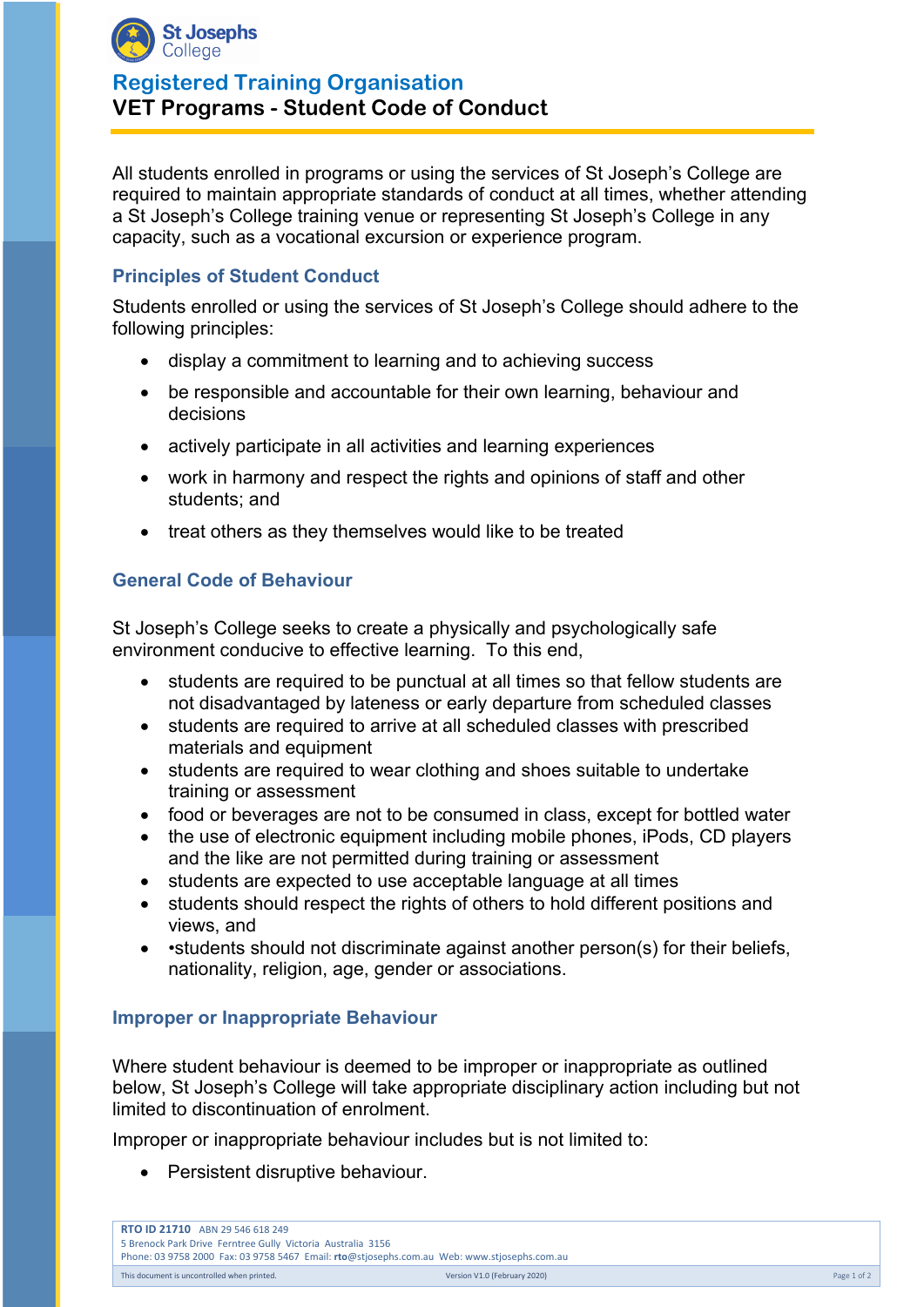St Josephs College

# Registered Training Organisation

# VET Programs - Student Code of Conduct

All students enrolled in programs or using the services of St Joseph's College are required to maintain appropriate standards of conduct at all times, whether attending a St Joseph's College training venue or representing St Joseph's College in any capacity, such as a vocational excursion or experience program.

## Principles of Student Conduct

Students enrolled or using the services of St Joseph's College should adhere to the following principles:

- display a commitment to learning and to achieving success
- be responsible and accountable for their own learning, behaviour and decisions
- actively participate in all activities and learning experiences
- work in harmony and respect the rights and opinions of staff and other students; and
- treat others as they themselves would like to be treated

## General Code of Behaviour

St Joseph's College seeks to create a physically and psychologically safe environment conducive to effective learning. To this end,

- students are required to be punctual at all times so that fellow students are not disadvantaged by lateness or early departure from scheduled classes
- students are required to arrive at all scheduled classes with prescribed materials and equipment
- students are required to wear clothing and shoes suitable to undertake training or assessment
- food or beverages are not to be consumed in class, except for bottled water
- the use of electronic equipment including mobile phones, iPods, CD players and the like are not permitted during training or assessment
- students are expected to use acceptable language at all times
- students should respect the rights of others to hold different positions and views, and
- •students should not discriminate against another person(s) for their beliefs, nationality, religion, age, gender or associations.

## Improper or Inappropriate Behaviour

Where student behaviour is deemed to be improper or inappropriate as outlined below, St Joseph's College will take appropriate disciplinary action including but not limited to discontinuation of enrolment.

Improper or inappropriate behaviour includes but is not limited to:

- Persistent disruptive behaviour.

**RTO ID 21710** ABN 29 546 618 249
5 Brenock Park Drive Ferntree Gully Victoria Australia 3156
Phone: 03 9758 2000 Fax: 03 9758 5467 Email: **rto**@stjosephs.com.au Web: www.stjosephs.com.au

This document is uncontrolled when printed. Version V1.0 (February 2020)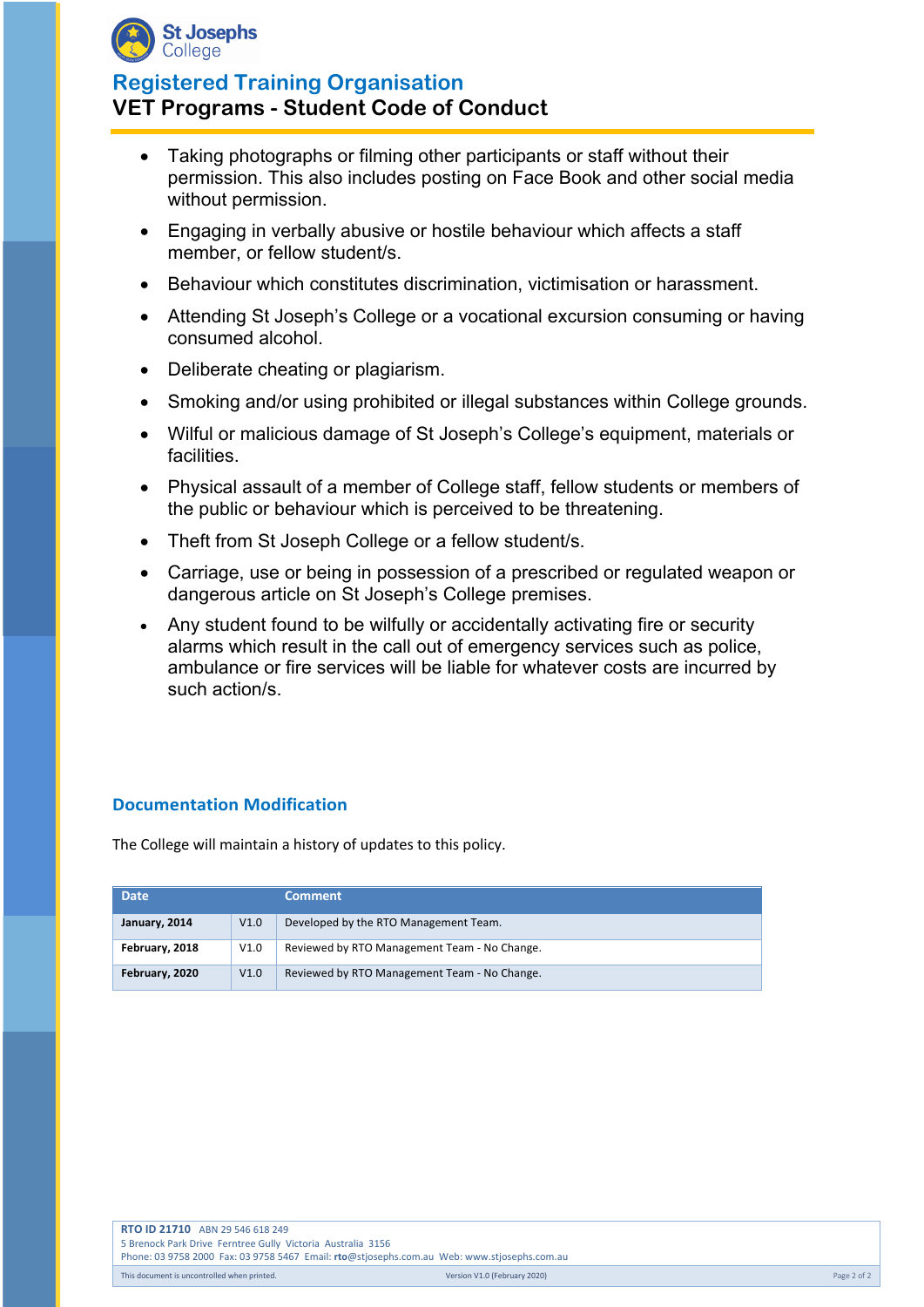- Taking photographs or filming other participants or staff without their permission. This also includes posting on Face Book and other social media without permission.
- Engaging in verbally abusive or hostile behaviour which affects a staff member, or fellow student/s.
- Behaviour which constitutes discrimination, victimisation or harassment.
- Attending St Joseph's College or a vocational excursion consuming or having consumed alcohol.
- Deliberate cheating or plagiarism.
- Smoking and/or using prohibited or illegal substances within College grounds.
- Wilful or malicious damage of St Joseph's College's equipment, materials or facilities.
- Physical assault of a member of College staff, fellow students or members of the public or behaviour which is perceived to be threatening.
- Theft from St Joseph College or a fellow student/s.
- Carriage, use or being in possession of a prescribed or regulated weapon or dangerous article on St Joseph's College premises.
- Any student found to be wilfully or accidentally activating fire or security alarms which result in the call out of emergency services such as police, ambulance or fire services will be liable for whatever costs are incurred by such action/s.

## Documentation Modification

The College will maintain a history of updates to this policy.

| Date | | Comment |
|---|---|---|
| **January, 2014** | V1.0 | Developed by the RTO Management Team. |
| **February, 2018** | V1.0 | Reviewed by RTO Management Team - No Change. |
| **February, 2020** | V1.0 | Reviewed by RTO Management Team - No Change. |